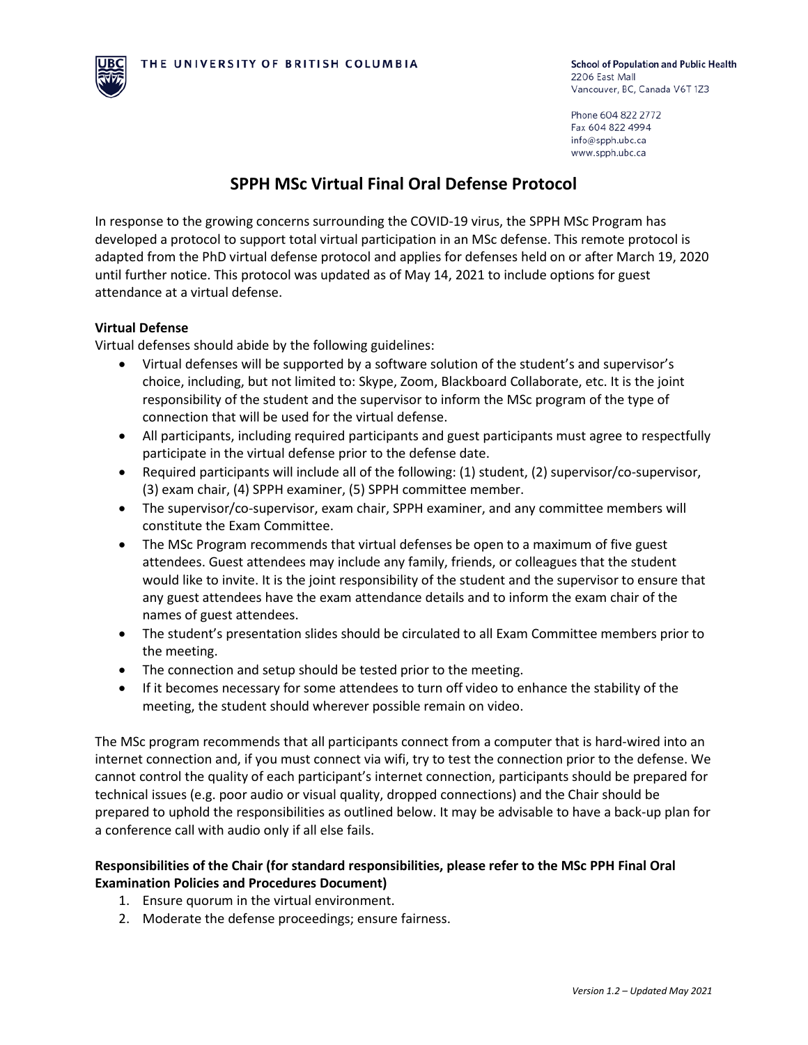THE UNIVERSITY OF BRITISH COLUMBIA

**School of Population and Public Health**
2206 East Mall
Vancouver, BC, Canada V6T 1Z3

Phone 604 822 2772
Fax 604 822 4994
info@spph.ubc.ca
www.spph.ubc.ca

# SPPH MSc Virtual Final Oral Defense Protocol

In response to the growing concerns surrounding the COVID-19 virus, the SPPH MSc Program has developed a protocol to support total virtual participation in an MSc defense. This remote protocol is adapted from the PhD virtual defense protocol and applies for defenses held on or after March 19, 2020 until further notice. This protocol was updated as of May 14, 2021 to include options for guest attendance at a virtual defense.

**Virtual Defense**

Virtual defenses should abide by the following guidelines:

- Virtual defenses will be supported by a software solution of the student's and supervisor's choice, including, but not limited to: Skype, Zoom, Blackboard Collaborate, etc. It is the joint responsibility of the student and the supervisor to inform the MSc program of the type of connection that will be used for the virtual defense.
- All participants, including required participants and guest participants must agree to respectfully participate in the virtual defense prior to the defense date.
- Required participants will include all of the following: (1) student, (2) supervisor/co-supervisor, (3) exam chair, (4) SPPH examiner, (5) SPPH committee member.
- The supervisor/co-supervisor, exam chair, SPPH examiner, and any committee members will constitute the Exam Committee.
- The MSc Program recommends that virtual defenses be open to a maximum of five guest attendees. Guest attendees may include any family, friends, or colleagues that the student would like to invite. It is the joint responsibility of the student and the supervisor to ensure that any guest attendees have the exam attendance details and to inform the exam chair of the names of guest attendees.
- The student's presentation slides should be circulated to all Exam Committee members prior to the meeting.
- The connection and setup should be tested prior to the meeting.
- If it becomes necessary for some attendees to turn off video to enhance the stability of the meeting, the student should wherever possible remain on video.

The MSc program recommends that all participants connect from a computer that is hard-wired into an internet connection and, if you must connect via wifi, try to test the connection prior to the defense. We cannot control the quality of each participant's internet connection, participants should be prepared for technical issues (e.g. poor audio or visual quality, dropped connections) and the Chair should be prepared to uphold the responsibilities as outlined below. It may be advisable to have a back-up plan for a conference call with audio only if all else fails.

**Responsibilities of the Chair (for standard responsibilities, please refer to the MSc PPH Final Oral Examination Policies and Procedures Document)**

1. Ensure quorum in the virtual environment.
2. Moderate the defense proceedings; ensure fairness.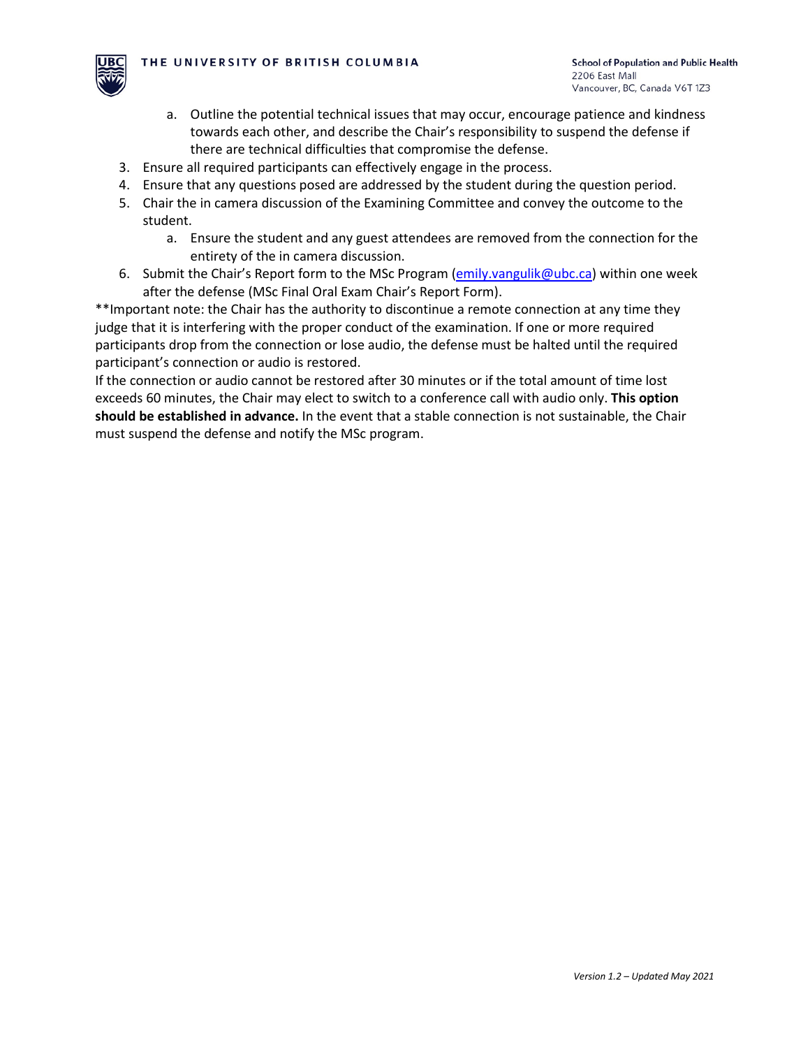a. Outline the potential technical issues that may occur, encourage patience and kindness towards each other, and describe the Chair's responsibility to suspend the defense if there are technical difficulties that compromise the defense.
3. Ensure all required participants can effectively engage in the process.
4. Ensure that any questions posed are addressed by the student during the question period.
5. Chair the in camera discussion of the Examining Committee and convey the outcome to the student.
   a. Ensure the student and any guest attendees are removed from the connection for the entirety of the in camera discussion.
6. Submit the Chair's Report form to the MSc Program (emily.vangulik@ubc.ca) within one week after the defense (MSc Final Oral Exam Chair's Report Form).

**Important note: the Chair has the authority to discontinue a remote connection at any time they judge that it is interfering with the proper conduct of the examination. If one or more required participants drop from the connection or lose audio, the defense must be halted until the required participant's connection or audio is restored.

If the connection or audio cannot be restored after 30 minutes or if the total amount of time lost exceeds 60 minutes, the Chair may elect to switch to a conference call with audio only. **This option should be established in advance.** In the event that a stable connection is not sustainable, the Chair must suspend the defense and notify the MSc program.

*Version 1.2 – Updated May 2021*